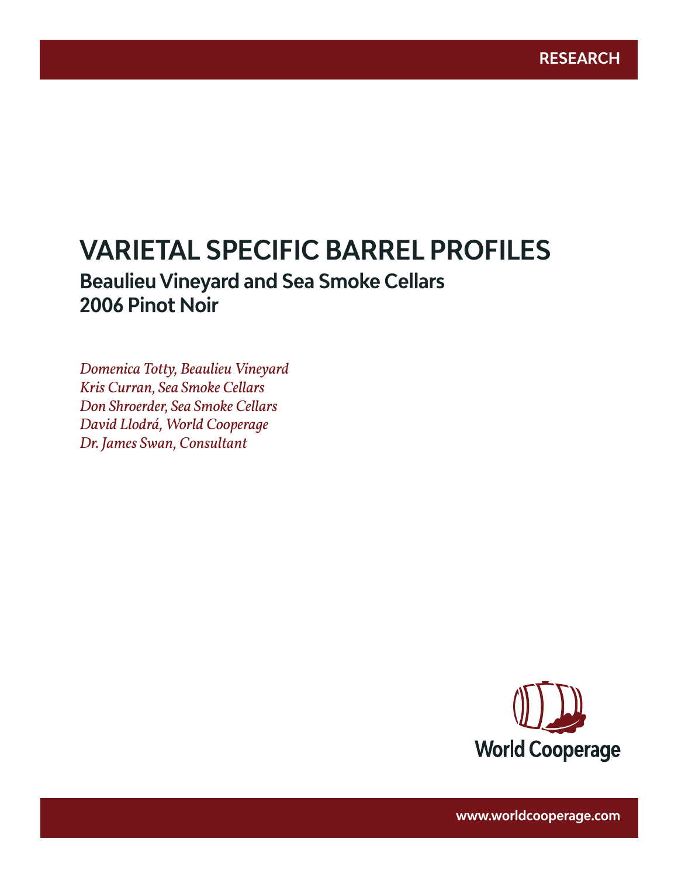RESEARCH

# VARIETAL SPECIFIC BARREL PROFILES

## Beaulieu Vineyard and Sea Smoke Cellars
## 2006 Pinot Noir

*Domenica Totty, Beaulieu Vineyard*
*Kris Curran, Sea Smoke Cellars*
*Don Shroerder, Sea Smoke Cellars*
*David Llodrá, World Cooperage*
*Dr. James Swan, Consultant*

World Cooperage

www.worldcooperage.com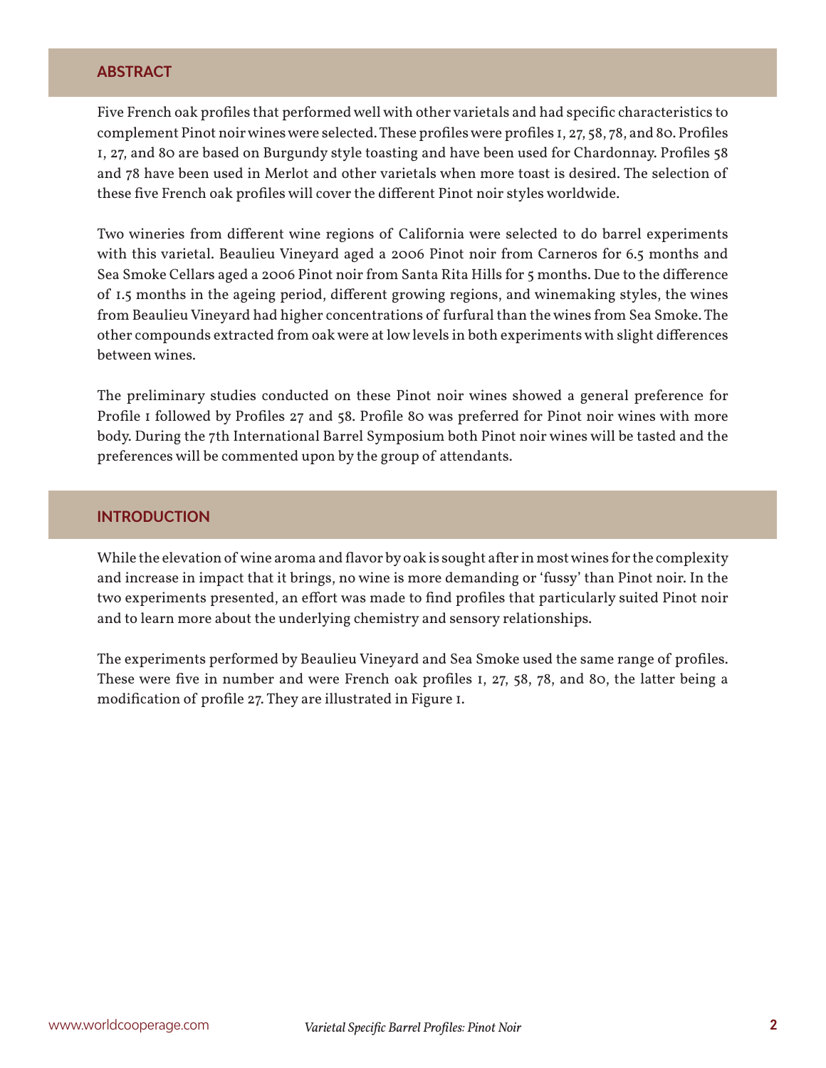## ABSTRACT

Five French oak profiles that performed well with other varietals and had specific characteristics to complement Pinot noir wines were selected. These profiles were profiles 1, 27, 58, 78, and 80. Profiles 1, 27, and 80 are based on Burgundy style toasting and have been used for Chardonnay. Profiles 58 and 78 have been used in Merlot and other varietals when more toast is desired. The selection of these five French oak profiles will cover the different Pinot noir styles worldwide.

Two wineries from different wine regions of California were selected to do barrel experiments with this varietal. Beaulieu Vineyard aged a 2006 Pinot noir from Carneros for 6.5 months and Sea Smoke Cellars aged a 2006 Pinot noir from Santa Rita Hills for 5 months. Due to the difference of 1.5 months in the ageing period, different growing regions, and winemaking styles, the wines from Beaulieu Vineyard had higher concentrations of furfural than the wines from Sea Smoke. The other compounds extracted from oak were at low levels in both experiments with slight differences between wines.

The preliminary studies conducted on these Pinot noir wines showed a general preference for Profile 1 followed by Profiles 27 and 58. Profile 80 was preferred for Pinot noir wines with more body. During the 7th International Barrel Symposium both Pinot noir wines will be tasted and the preferences will be commented upon by the group of attendants.

## INTRODUCTION

While the elevation of wine aroma and flavor by oak is sought after in most wines for the complexity and increase in impact that it brings, no wine is more demanding or 'fussy' than Pinot noir. In the two experiments presented, an effort was made to find profiles that particularly suited Pinot noir and to learn more about the underlying chemistry and sensory relationships.

The experiments performed by Beaulieu Vineyard and Sea Smoke used the same range of profiles. These were five in number and were French oak profiles 1, 27, 58, 78, and 80, the latter being a modification of profile 27. They are illustrated in Figure 1.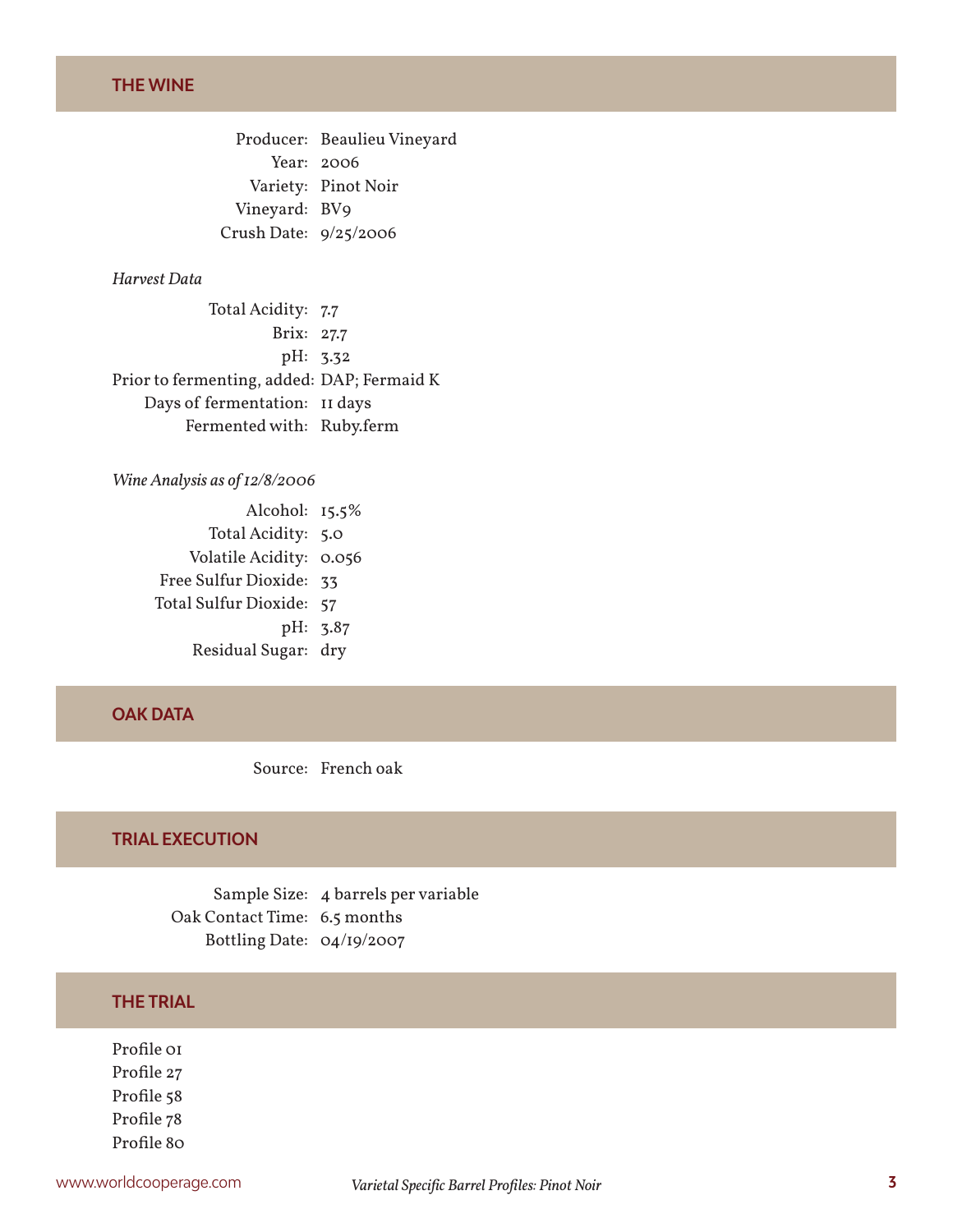## THE WINE

| | |
|---|---|
| Producer: | Beaulieu Vineyard |
| Year: | 2006 |
| Variety: | Pinot Noir |
| Vineyard: | BV9 |
| Crush Date: | 9/25/2006 |

*Harvest Data*

| | |
|---|---|
| Total Acidity: | 7.7 |
| Brix: | 27.7 |
| pH: | 3.32 |
| Prior to fermenting, added: | DAP; Fermaid K |
| Days of fermentation: | 11 days |
| Fermented with: | Ruby.ferm |

*Wine Analysis as of 12/8/2006*

| | |
|---|---|
| Alcohol: | 15.5% |
| Total Acidity: | 5.0 |
| Volatile Acidity: | 0.056 |
| Free Sulfur Dioxide: | 33 |
| Total Sulfur Dioxide: | 57 |
| pH: | 3.87 |
| Residual Sugar: | dry |

## OAK DATA

| | |
|---|---|
| Source: | French oak |

## TRIAL EXECUTION

| | |
|---|---|
| Sample Size: | 4 barrels per variable |
| Oak Contact Time: | 6.5 months |
| Bottling Date: | 04/19/2007 |

## THE TRIAL

Profile 01
Profile 27
Profile 58
Profile 78
Profile 80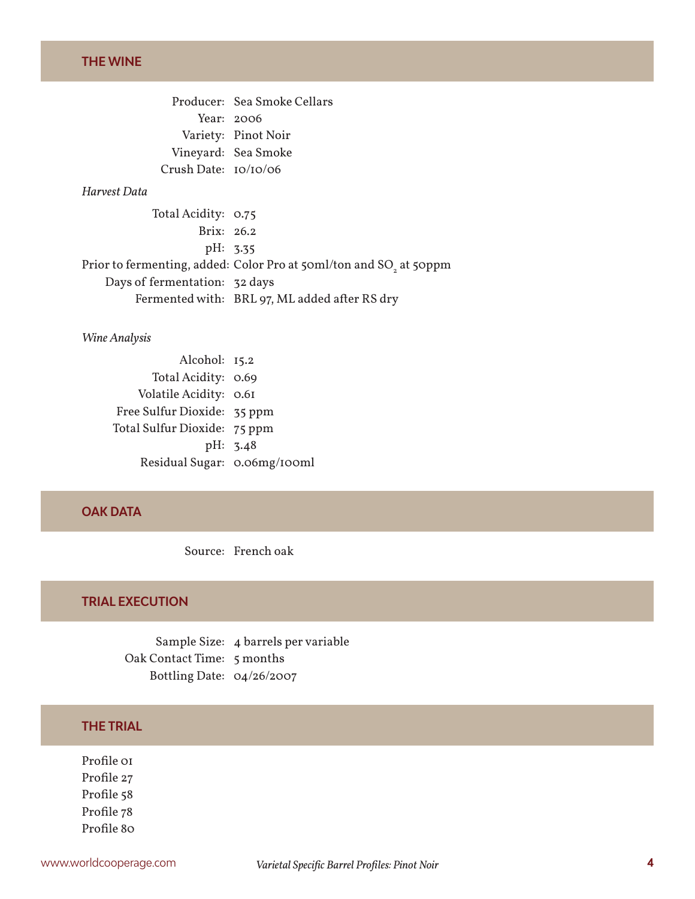## THE WINE

Producer: Sea Smoke Cellars
Year: 2006
Variety: Pinot Noir
Vineyard: Sea Smoke
Crush Date: 10/10/06

*Harvest Data*

Total Acidity: 0.75
Brix: 26.2
pH: 3.35
Prior to fermenting, added: Color Pro at 50ml/ton and $SO_2$ at 50ppm
Days of fermentation: 32 days
Fermented with: BRL 97, ML added after RS dry

*Wine Analysis*

Alcohol: 15.2
Total Acidity: 0.69
Volatile Acidity: 0.61
Free Sulfur Dioxide: 35 ppm
Total Sulfur Dioxide: 75 ppm
pH: 3.48
Residual Sugar: 0.06mg/100ml

## OAK DATA

Source: French oak

## TRIAL EXECUTION

Sample Size: 4 barrels per variable
Oak Contact Time: 5 months
Bottling Date: 04/26/2007

## THE TRIAL

Profile 01
Profile 27
Profile 58
Profile 78
Profile 80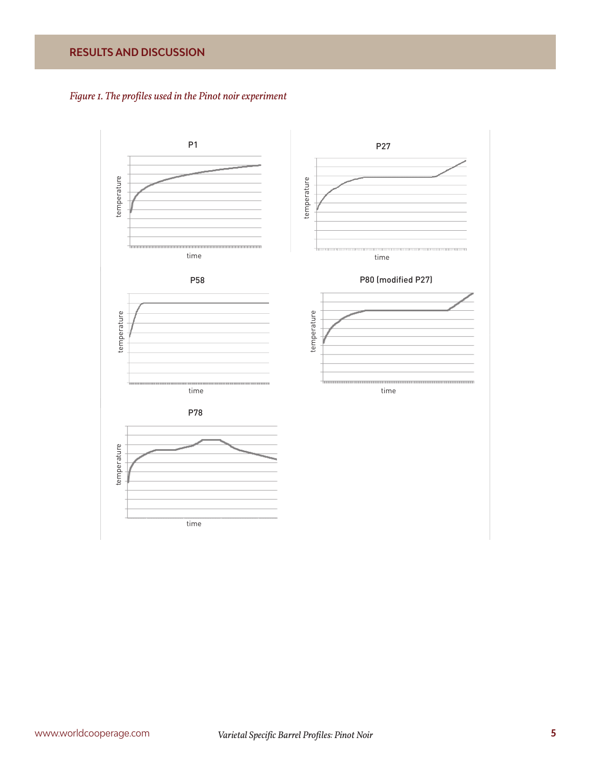## RESULTS AND DISCUSSION

*Figure 1. The profiles used in the Pinot noir experiment*

P1

temperature

time

P27

temperature

time

P58

temperature

time

P80 (modified P27)

temperature

time

P78

temperature

time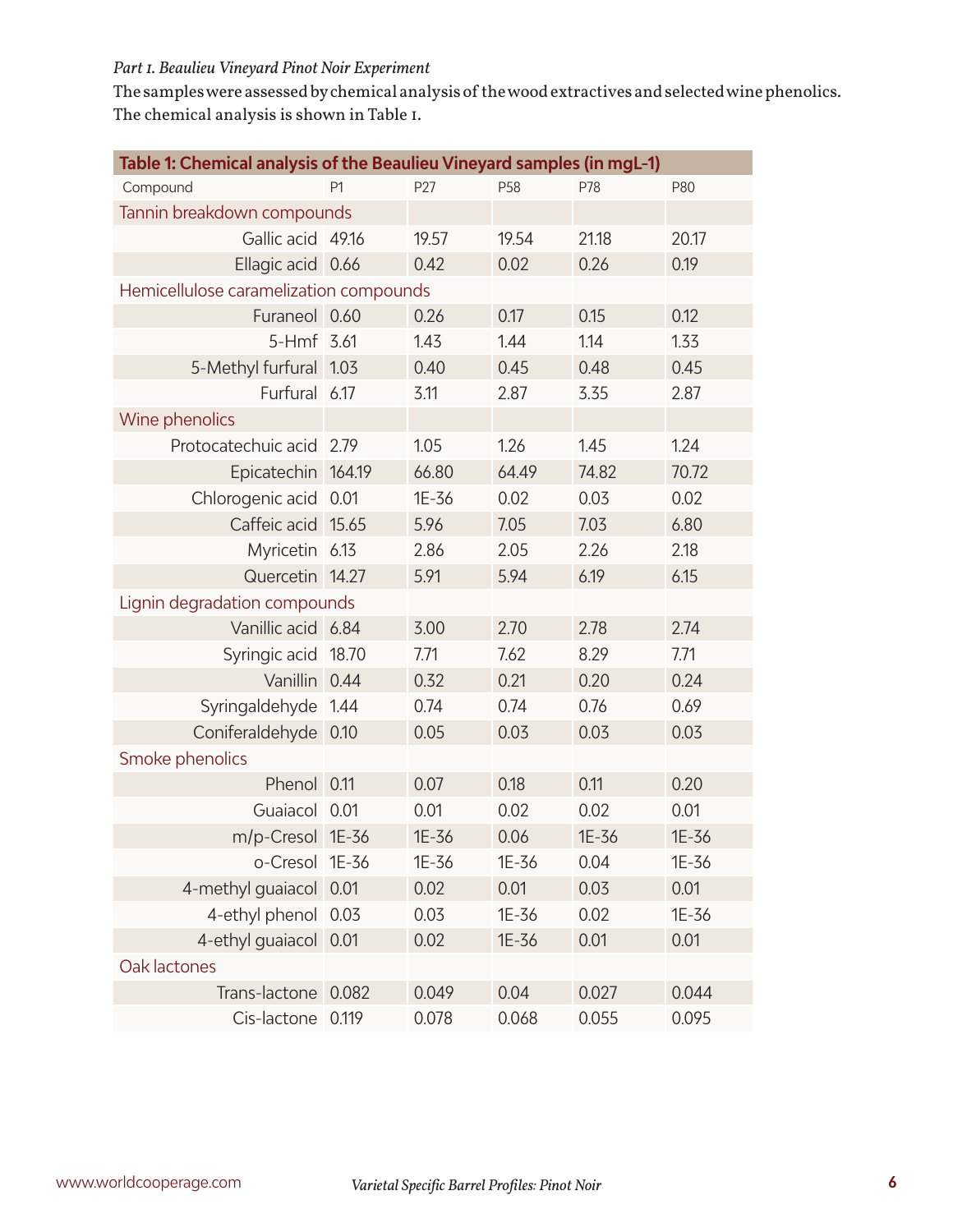*Part I. Beaulieu Vineyard Pinot Noir Experiment*

The samples were assessed by chemical analysis of the wood extractives and selected wine phenolics. The chemical analysis is shown in Table I.

**Table 1: Chemical analysis of the Beaulieu Vineyard samples (in mgL-1)**

| Compound | P1 | P27 | P58 | P78 | P80 |
|---|---|---|---|---|---|
| Tannin breakdown compounds | | | | | |
| Gallic acid | 49.16 | 19.57 | 19.54 | 21.18 | 20.17 |
| Ellagic acid | 0.66 | 0.42 | 0.02 | 0.26 | 0.19 |
| Hemicellulose caramelization compounds | | | | | |
| Furaneol | 0.60 | 0.26 | 0.17 | 0.15 | 0.12 |
| 5-Hmf | 3.61 | 1.43 | 1.44 | 1.14 | 1.33 |
| 5-Methyl furfural | 1.03 | 0.40 | 0.45 | 0.48 | 0.45 |
| Furfural | 6.17 | 3.11 | 2.87 | 3.35 | 2.87 |
| Wine phenolics | | | | | |
| Protocatechuic acid | 2.79 | 1.05 | 1.26 | 1.45 | 1.24 |
| Epicatechin | 164.19 | 66.80 | 64.49 | 74.82 | 70.72 |
| Chlorogenic acid | 0.01 | 1E-36 | 0.02 | 0.03 | 0.02 |
| Caffeic acid | 15.65 | 5.96 | 7.05 | 7.03 | 6.80 |
| Myricetin | 6.13 | 2.86 | 2.05 | 2.26 | 2.18 |
| Quercetin | 14.27 | 5.91 | 5.94 | 6.19 | 6.15 |
| Lignin degradation compounds | | | | | |
| Vanillic acid | 6.84 | 3.00 | 2.70 | 2.78 | 2.74 |
| Syringic acid | 18.70 | 7.71 | 7.62 | 8.29 | 7.71 |
| Vanillin | 0.44 | 0.32 | 0.21 | 0.20 | 0.24 |
| Syringaldehyde | 1.44 | 0.74 | 0.74 | 0.76 | 0.69 |
| Coniferaldehyde | 0.10 | 0.05 | 0.03 | 0.03 | 0.03 |
| Smoke phenolics | | | | | |
| Phenol | 0.11 | 0.07 | 0.18 | 0.11 | 0.20 |
| Guaiacol | 0.01 | 0.01 | 0.02 | 0.02 | 0.01 |
| m/p-Cresol | 1E-36 | 1E-36 | 0.06 | 1E-36 | 1E-36 |
| o-Cresol | 1E-36 | 1E-36 | 1E-36 | 0.04 | 1E-36 |
| 4-methyl guaiacol | 0.01 | 0.02 | 0.01 | 0.03 | 0.01 |
| 4-ethyl phenol | 0.03 | 0.03 | 1E-36 | 0.02 | 1E-36 |
| 4-ethyl guaiacol | 0.01 | 0.02 | 1E-36 | 0.01 | 0.01 |
| Oak lactones | | | | | |
| Trans-lactone | 0.082 | 0.049 | 0.04 | 0.027 | 0.044 |
| Cis-lactone | 0.119 | 0.078 | 0.068 | 0.055 | 0.095 |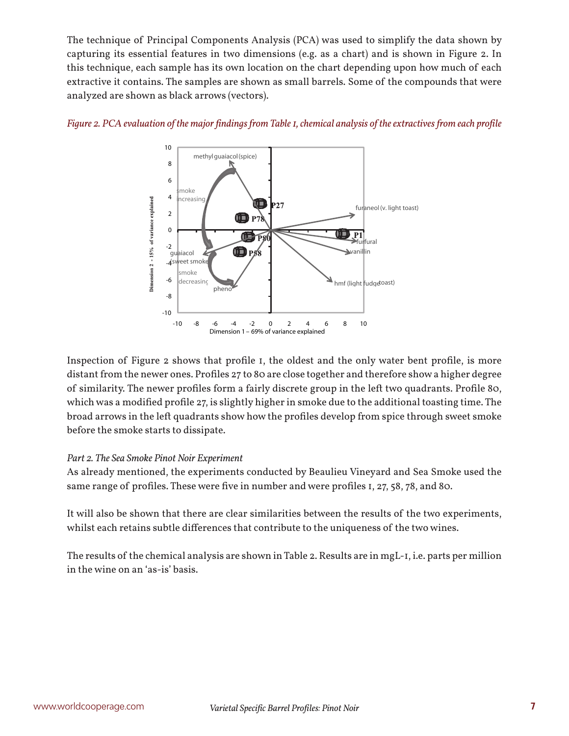The technique of Principal Components Analysis (PCA) was used to simplify the data shown by capturing its essential features in two dimensions (e.g. as a chart) and is shown in Figure 2. In this technique, each sample has its own location on the chart depending upon how much of each extractive it contains. The samples are shown as small barrels. Some of the compounds that were analyzed are shown as black arrows (vectors).

*Figure 2. PCA evaluation of the major findings from Table 1, chemical analysis of the extractives from each profile*

Inspection of Figure 2 shows that profile 1, the oldest and the only water bent profile, is more distant from the newer ones. Profiles 27 to 80 are close together and therefore show a higher degree of similarity. The newer profiles form a fairly discrete group in the left two quadrants. Profile 80, which was a modified profile 27, is slightly higher in smoke due to the additional toasting time. The broad arrows in the left quadrants show how the profiles develop from spice through sweet smoke before the smoke starts to dissipate.

*Part 2. The Sea Smoke Pinot Noir Experiment*

As already mentioned, the experiments conducted by Beaulieu Vineyard and Sea Smoke used the same range of profiles. These were five in number and were profiles 1, 27, 58, 78, and 80.

It will also be shown that there are clear similarities between the results of the two experiments, whilst each retains subtle differences that contribute to the uniqueness of the two wines.

The results of the chemical analysis are shown in Table 2. Results are in $mgL^{-1}$, i.e. parts per million in the wine on an 'as-is' basis.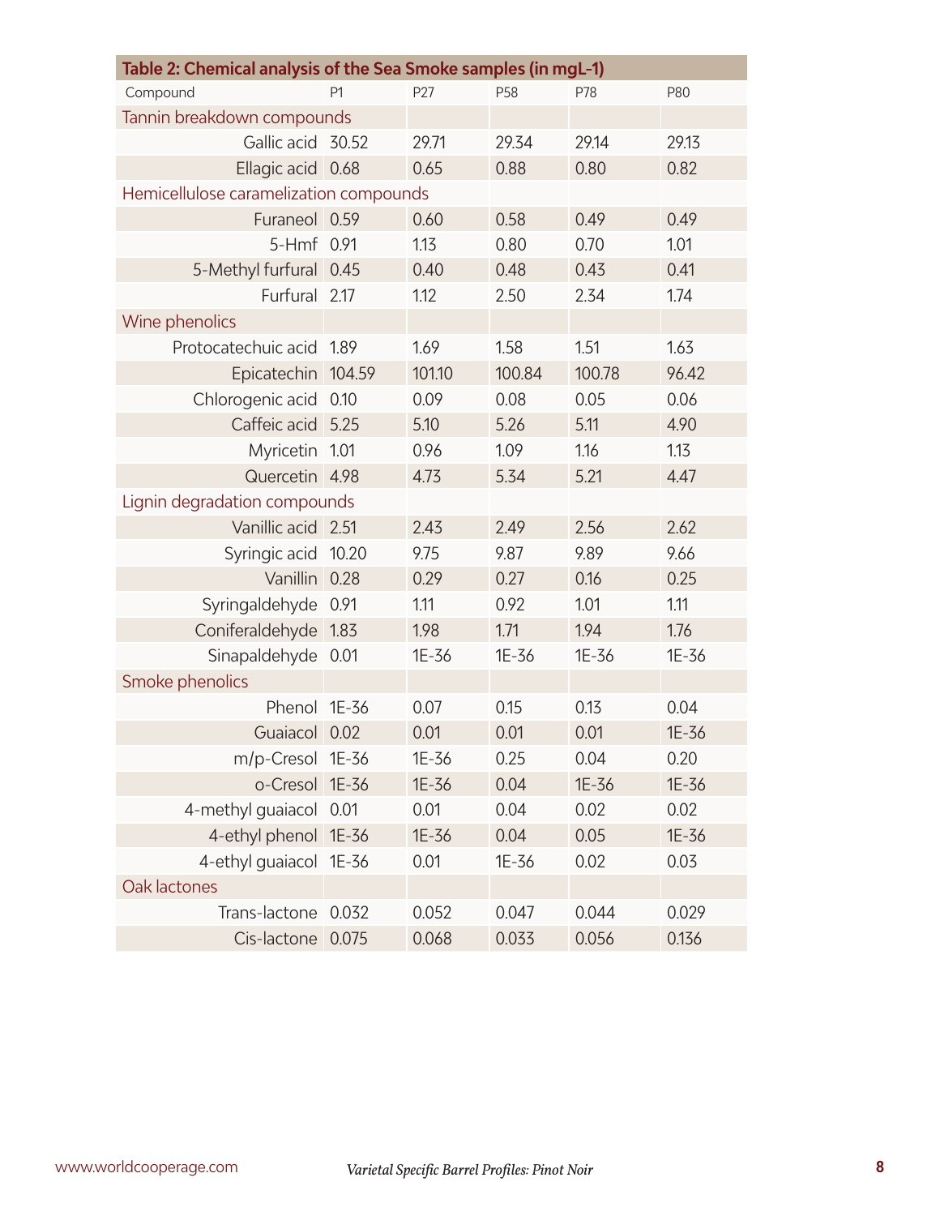**Table 2: Chemical analysis of the Sea Smoke samples (in mgL-1)**

| Compound | P1 | P27 | P58 | P78 | P80 |
|---|---|---|---|---|---|
| Tannin breakdown compounds | | | | | |
| Gallic acid | 30.52 | 29.71 | 29.34 | 29.14 | 29.13 |
| Ellagic acid | 0.68 | 0.65 | 0.88 | 0.80 | 0.82 |
| Hemicellulose caramelization compounds | | | | | |
| Furaneol | 0.59 | 0.60 | 0.58 | 0.49 | 0.49 |
| 5-Hmf | 0.91 | 1.13 | 0.80 | 0.70 | 1.01 |
| 5-Methyl furfural | 0.45 | 0.40 | 0.48 | 0.43 | 0.41 |
| Furfural | 2.17 | 1.12 | 2.50 | 2.34 | 1.74 |
| Wine phenolics | | | | | |
| Protocatechuic acid | 1.89 | 1.69 | 1.58 | 1.51 | 1.63 |
| Epicatechin | 104.59 | 101.10 | 100.84 | 100.78 | 96.42 |
| Chlorogenic acid | 0.10 | 0.09 | 0.08 | 0.05 | 0.06 |
| Caffeic acid | 5.25 | 5.10 | 5.26 | 5.11 | 4.90 |
| Myricetin | 1.01 | 0.96 | 1.09 | 1.16 | 1.13 |
| Quercetin | 4.98 | 4.73 | 5.34 | 5.21 | 4.47 |
| Lignin degradation compounds | | | | | |
| Vanillic acid | 2.51 | 2.43 | 2.49 | 2.56 | 2.62 |
| Syringic acid | 10.20 | 9.75 | 9.87 | 9.89 | 9.66 |
| Vanillin | 0.28 | 0.29 | 0.27 | 0.16 | 0.25 |
| Syringaldehyde | 0.91 | 1.11 | 0.92 | 1.01 | 1.11 |
| Coniferaldehyde | 1.83 | 1.98 | 1.71 | 1.94 | 1.76 |
| Sinapaldehyde | 0.01 | 1E-36 | 1E-36 | 1E-36 | 1E-36 |
| Smoke phenolics | | | | | |
| Phenol | 1E-36 | 0.07 | 0.15 | 0.13 | 0.04 |
| Guaiacol | 0.02 | 0.01 | 0.01 | 0.01 | 1E-36 |
| m/p-Cresol | 1E-36 | 1E-36 | 0.25 | 0.04 | 0.20 |
| o-Cresol | 1E-36 | 1E-36 | 0.04 | 1E-36 | 1E-36 |
| 4-methyl guaiacol | 0.01 | 0.01 | 0.04 | 0.02 | 0.02 |
| 4-ethyl phenol | 1E-36 | 1E-36 | 0.04 | 0.05 | 1E-36 |
| 4-ethyl guaiacol | 1E-36 | 0.01 | 1E-36 | 0.02 | 0.03 |
| Oak lactones | | | | | |
| Trans-lactone | 0.032 | 0.052 | 0.047 | 0.044 | 0.029 |
| Cis-lactone | 0.075 | 0.068 | 0.033 | 0.056 | 0.136 |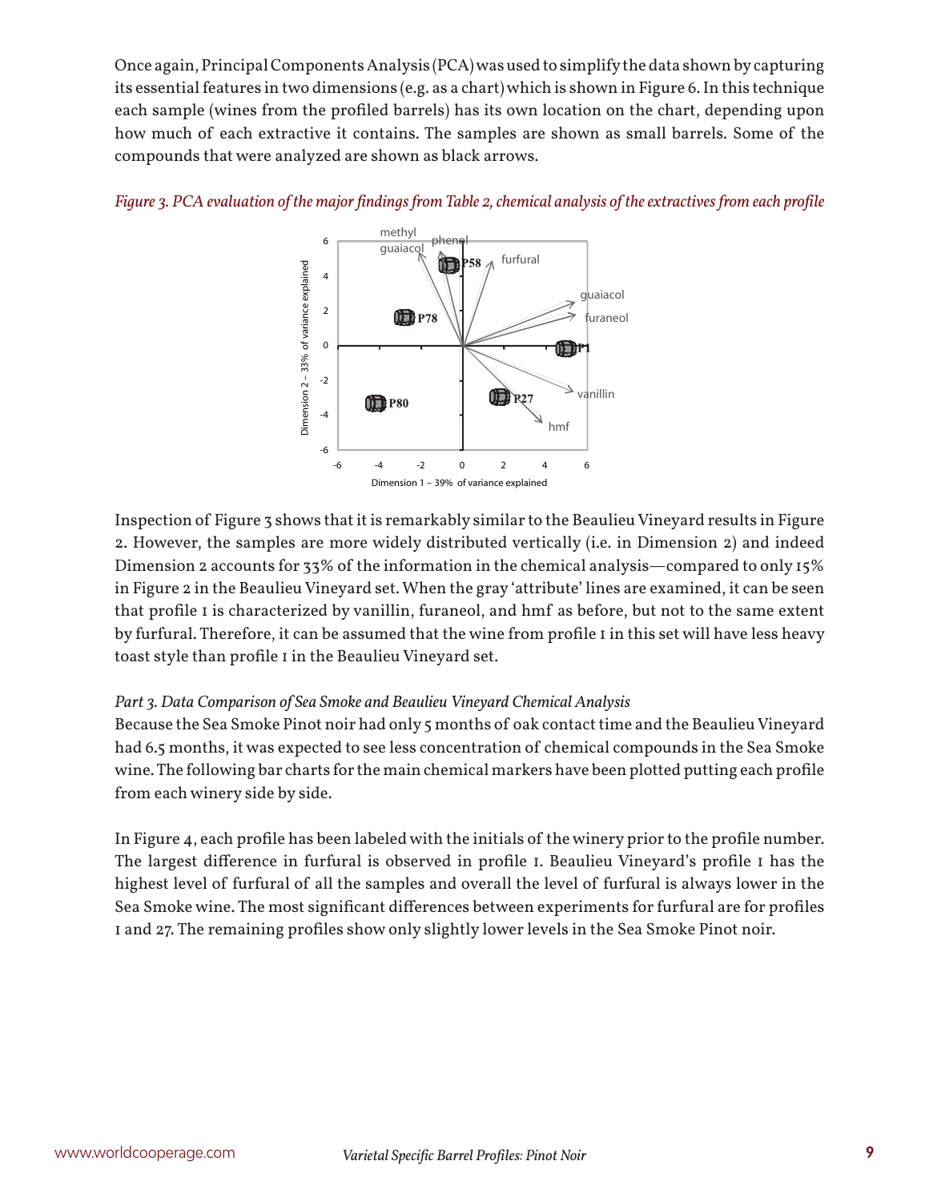Once again, Principal Components Analysis (PCA) was used to simplify the data shown by capturing its essential features in two dimensions (e.g. as a chart) which is shown in Figure 6. In this technique each sample (wines from the profiled barrels) has its own location on the chart, depending upon how much of each extractive it contains. The samples are shown as small barrels. Some of the compounds that were analyzed are shown as black arrows.

*Figure 3. PCA evaluation of the major findings from Table 2, chemical analysis of the extractives from each profile*

Inspection of Figure 3 shows that it is remarkably similar to the Beaulieu Vineyard results in Figure 2. However, the samples are more widely distributed vertically (i.e. in Dimension 2) and indeed Dimension 2 accounts for 33% of the information in the chemical analysis—compared to only 15% in Figure 2 in the Beaulieu Vineyard set. When the gray 'attribute' lines are examined, it can be seen that profile 1 is characterized by vanillin, furaneol, and hmf as before, but not to the same extent by furfural. Therefore, it can be assumed that the wine from profile 1 in this set will have less heavy toast style than profile 1 in the Beaulieu Vineyard set.

*Part 3. Data Comparison of Sea Smoke and Beaulieu Vineyard Chemical Analysis*

Because the Sea Smoke Pinot noir had only 5 months of oak contact time and the Beaulieu Vineyard had 6.5 months, it was expected to see less concentration of chemical compounds in the Sea Smoke wine. The following bar charts for the main chemical markers have been plotted putting each profile from each winery side by side.

In Figure 4, each profile has been labeled with the initials of the winery prior to the profile number. The largest difference in furfural is observed in profile 1. Beaulieu Vineyard's profile 1 has the highest level of furfural of all the samples and overall the level of furfural is always lower in the Sea Smoke wine. The most significant differences between experiments for furfural are for profiles 1 and 27. The remaining profiles show only slightly lower levels in the Sea Smoke Pinot noir.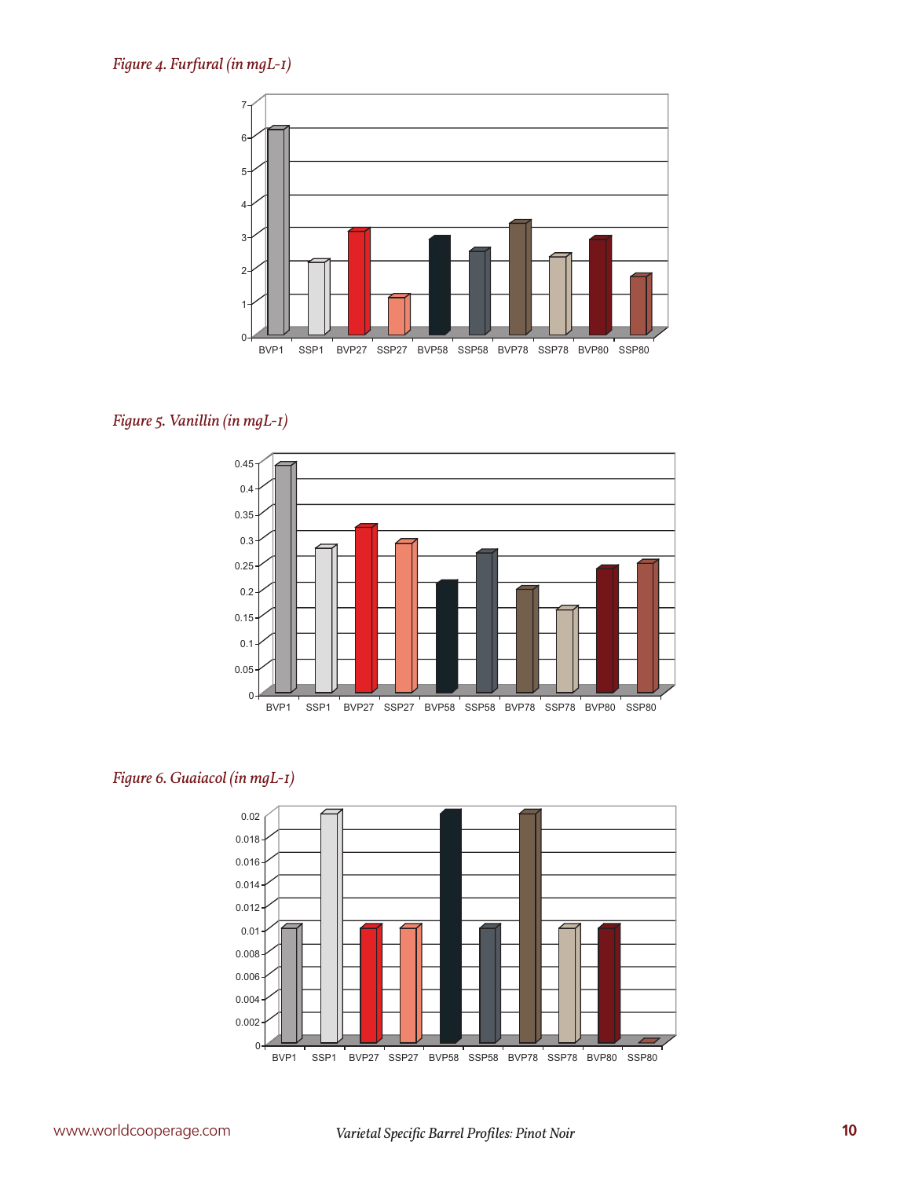*Figure 4. Furfural (in mgL-1)*

*Figure 5. Vanillin (in mgL-1)*

*Figure 6. Guaiacol (in mgL-1)*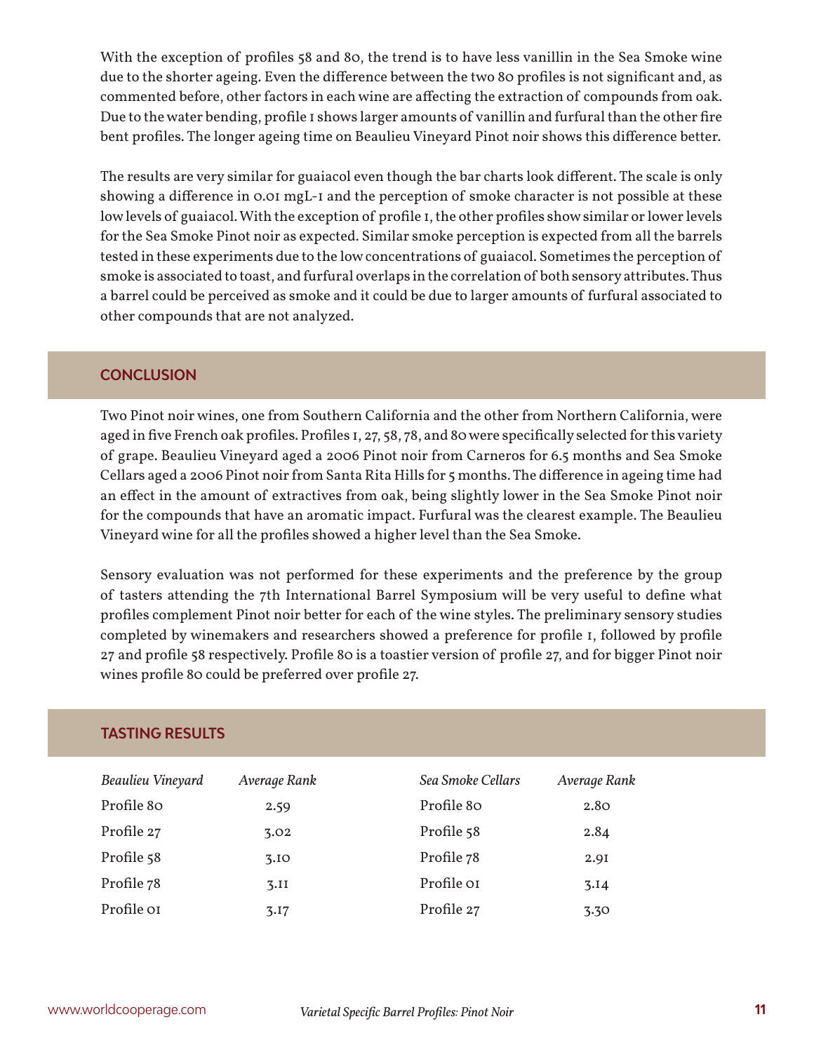With the exception of profiles 58 and 80, the trend is to have less vanillin in the Sea Smoke wine due to the shorter ageing. Even the difference between the two 80 profiles is not significant and, as commented before, other factors in each wine are affecting the extraction of compounds from oak. Due to the water bending, profile 1 shows larger amounts of vanillin and furfural than the other fire bent profiles. The longer ageing time on Beaulieu Vineyard Pinot noir shows this difference better.

The results are very similar for guaiacol even though the bar charts look different. The scale is only showing a difference in 0.01 mgL-1 and the perception of smoke character is not possible at these low levels of guaiacol. With the exception of profile 1, the other profiles show similar or lower levels for the Sea Smoke Pinot noir as expected. Similar smoke perception is expected from all the barrels tested in these experiments due to the low concentrations of guaiacol. Sometimes the perception of smoke is associated to toast, and furfural overlaps in the correlation of both sensory attributes. Thus a barrel could be perceived as smoke and it could be due to larger amounts of furfural associated to other compounds that are not analyzed.

## CONCLUSION

Two Pinot noir wines, one from Southern California and the other from Northern California, were aged in five French oak profiles. Profiles 1, 27, 58, 78, and 80 were specifically selected for this variety of grape. Beaulieu Vineyard aged a 2006 Pinot noir from Carneros for 6.5 months and Sea Smoke Cellars aged a 2006 Pinot noir from Santa Rita Hills for 5 months. The difference in ageing time had an effect in the amount of extractives from oak, being slightly lower in the Sea Smoke Pinot noir for the compounds that have an aromatic impact. Furfural was the clearest example. The Beaulieu Vineyard wine for all the profiles showed a higher level than the Sea Smoke.

Sensory evaluation was not performed for these experiments and the preference by the group of tasters attending the 7th International Barrel Symposium will be very useful to define what profiles complement Pinot noir better for each of the wine styles. The preliminary sensory studies completed by winemakers and researchers showed a preference for profile 1, followed by profile 27 and profile 58 respectively. Profile 80 is a toastier version of profile 27, and for bigger Pinot noir wines profile 80 could be preferred over profile 27.

## TASTING RESULTS

| *Beaulieu Vineyard* | *Average Rank* | *Sea Smoke Cellars* | *Average Rank* |
|---|---|---|---|
| Profile 80 | 2.59 | Profile 80 | 2.80 |
| Profile 27 | 3.02 | Profile 58 | 2.84 |
| Profile 58 | 3.10 | Profile 78 | 2.91 |
| Profile 78 | 3.11 | Profile 01 | 3.14 |
| Profile 01 | 3.17 | Profile 27 | 3.30 |